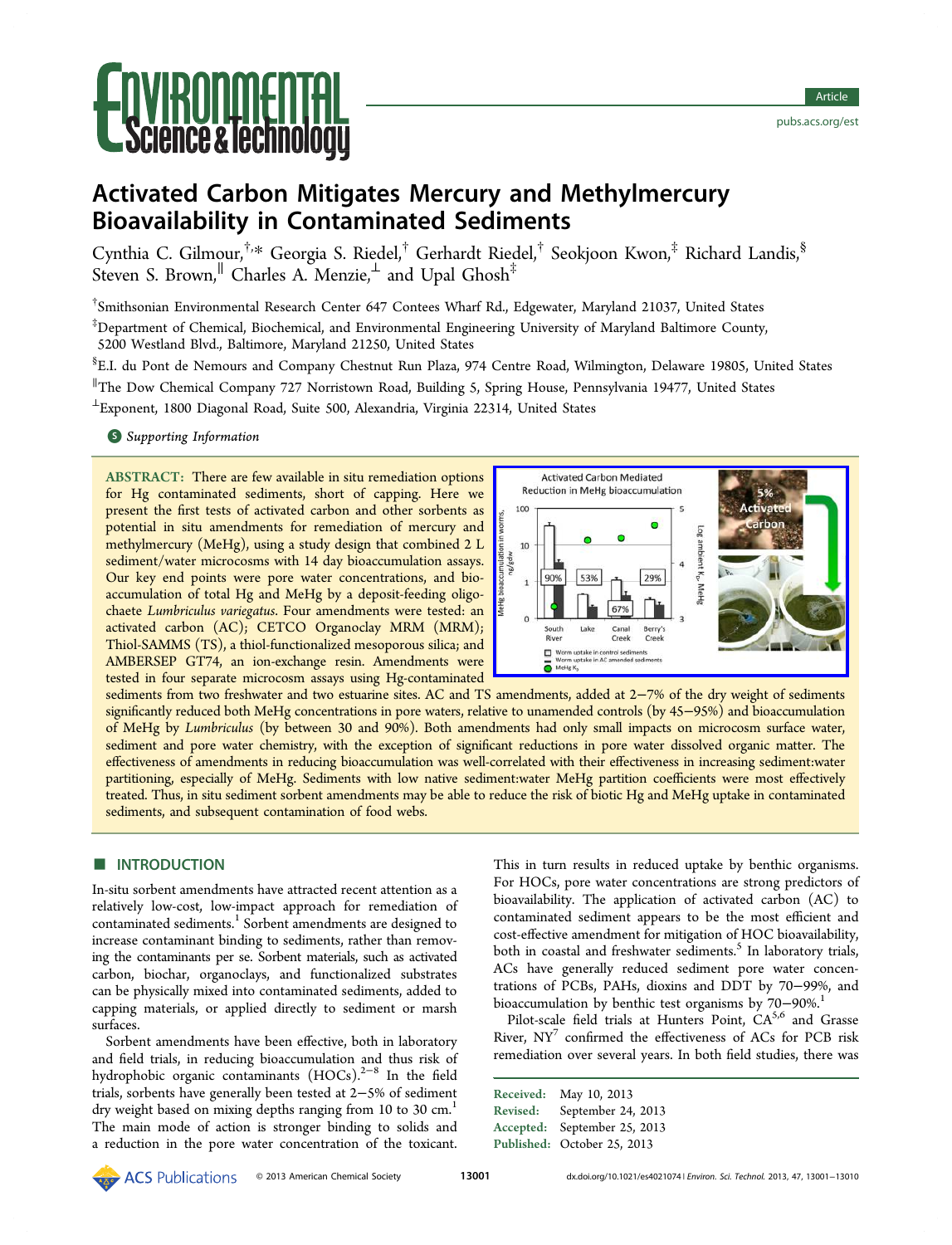# Activated Carbon Mitigates Mercury and Methylmercury Bioavailability in Contaminated Sediments

Cynthia C. Gilmour,[†,*] Georgia S. Riedel,[†] Gerhardt Riedel,[†] Seokjoon Kwon,[‡] Richard Landis,[§] Steven S. Brown,[∥] Charles A. Menzie,[⊥] and Upal Ghosh[‡]

[†]Smithsonian Environmental Research Center 647 Contees Wharf Rd., Edgewater, Maryland 21037, United States

[‡]Department of Chemical, Biochemical, and Environmental Engineering University of Maryland Baltimore County, 5200 Westland Blvd., Baltimore, Maryland 21250, United States

[§]E.I. du Pont de Nemours and Company Chestnut Run Plaza, 974 Centre Road, Wilmington, Delaware 19805, United States

[∥]The Dow Chemical Company 727 Norristown Road, Building 5, Spring House, Pennsylvania 19477, United States

[⊥]Exponent, 1800 Diagonal Road, Suite 500, Alexandria, Virginia 22314, United States

Supporting Information

**ABSTRACT:** There are few available in situ remediation options for Hg contaminated sediments, short of capping. Here we present the first tests of activated carbon and other sorbents as potential in situ amendments for remediation of mercury and methylmercury (MeHg), using a study design that combined 2 L sediment/water microcosms with 14 day bioaccumulation assays. Our key end points were pore water concentrations, and bioaccumulation of total Hg and MeHg by a deposit-feeding oligochaete *Lumbriculus variegatus*. Four amendments were tested: an activated carbon (AC); CETCO Organoclay MRM (MRM); Thiol-SAMMS (TS), a thiol-functionalized mesoporous silica; and AMBERSEP GT74, an ion-exchange resin. Amendments were tested in four separate microcosm assays using Hg-contaminated sediments from two freshwater and two estuarine sites. AC and TS amendments, added at 2−7% of the dry weight of sediments significantly reduced both MeHg concentrations in pore waters, relative to unamended controls (by 45−95%) and bioaccumulation of MeHg by *Lumbriculus* (by between 30 and 90%). Both amendments had only small impacts on microcosm surface water, sediment and pore water chemistry, with the exception of significant reductions in pore water dissolved organic matter. The effectiveness of amendments in reducing bioaccumulation was well-correlated with their effectiveness in increasing sediment:water partitioning, especially of MeHg. Sediments with low native sediment:water MeHg partition coefficients were most effectively treated. Thus, in situ sediment sorbent amendments may be able to reduce the risk of biotic Hg and MeHg uptake in contaminated sediments, and subsequent contamination of food webs.

## ■ INTRODUCTION

In-situ sorbent amendments have attracted recent attention as a relatively low-cost, low-impact approach for remediation of contaminated sediments.[1] Sorbent amendments are designed to increase contaminant binding to sediments, rather than removing the contaminants per se. Sorbent materials, such as activated carbon, biochar, organoclays, and functionalized substrates can be physically mixed into contaminated sediments, added to capping materials, or applied directly to sediment or marsh surfaces.

Sorbent amendments have been effective, both in laboratory and field trials, in reducing bioaccumulation and thus risk of hydrophobic organic contaminants (HOCs).[2−8] In the field trials, sorbents have generally been tested at 2−5% of sediment dry weight based on mixing depths ranging from 10 to 30 cm.[1] The main mode of action is stronger binding to solids and a reduction in the pore water concentration of the toxicant. This in turn results in reduced uptake by benthic organisms. For HOCs, pore water concentrations are strong predictors of bioavailability. The application of activated carbon (AC) to contaminated sediment appears to be the most efficient and cost-effective amendment for mitigation of HOC bioavailability, both in coastal and freshwater sediments.[5] In laboratory trials, ACs have generally reduced sediment pore water concentrations of PCBs, PAHs, dioxins and DDT by 70−99%, and bioaccumulation by benthic test organisms by 70−90%.[1]

Pilot-scale field trials at Hunters Point, CA[5,6] and Grasse River, NY[7] confirmed the effectiveness of ACs for PCB risk remediation over several years. In both field studies, there was

Received: May 10, 2013
Revised: September 24, 2013
Accepted: September 25, 2013
Published: October 25, 2013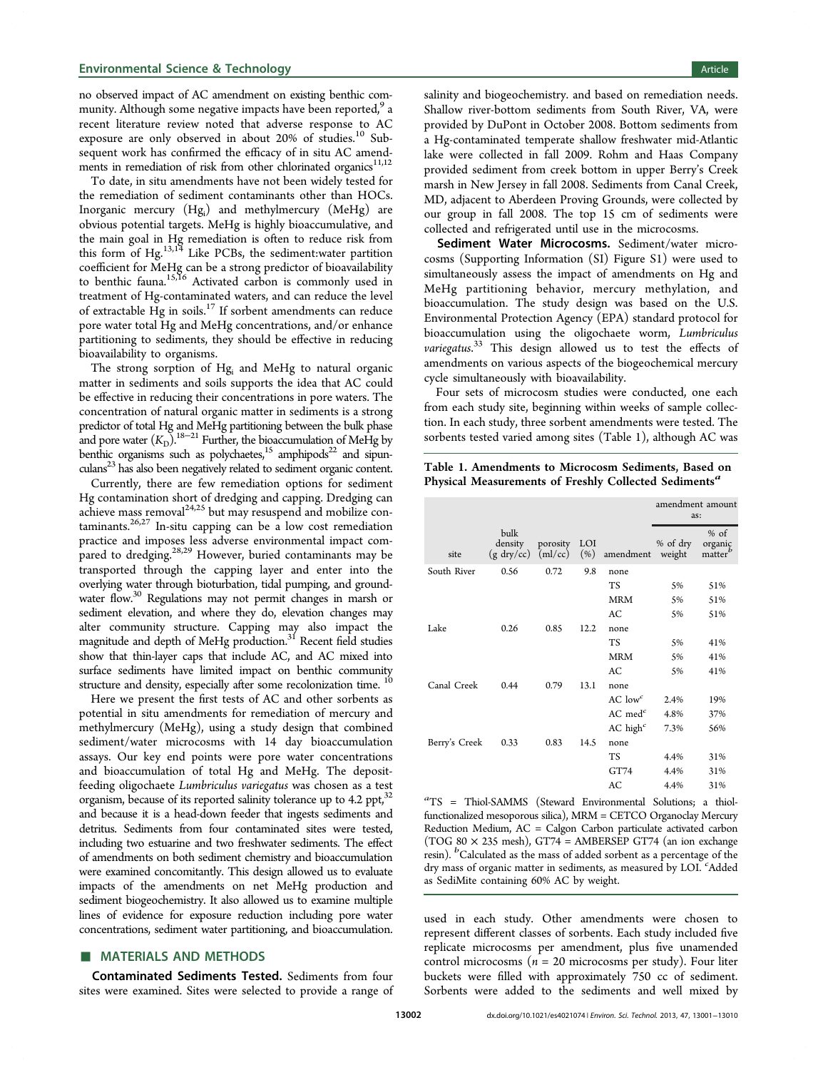no observed impact of AC amendment on existing benthic community. Although some negative impacts have been reported,[9] a recent literature review noted that adverse response to AC exposure are only observed in about 20% of studies.[10] Subsequent work has confirmed the efficacy of in situ AC amendments in remediation of risk from other chlorinated organics[11,12]

To date, in situ amendments have not been widely tested for the remediation of sediment contaminants other than HOCs. Inorganic mercury ($Hg_i$) and methylmercury (MeHg) are obvious potential targets. MeHg is highly bioaccumulative, and the main goal in Hg remediation is often to reduce risk from this form of Hg.[13,14] Like PCBs, the sediment:water partition coefficient for MeHg can be a strong predictor of bioavailability to benthic fauna.[15,16] Activated carbon is commonly used in treatment of Hg-contaminated waters, and can reduce the level of extractable Hg in soils.[17] If sorbent amendments can reduce pore water total Hg and MeHg concentrations, and/or enhance partitioning to sediments, they should be effective in reducing bioavailability to organisms.

The strong sorption of $Hg_i$ and MeHg to natural organic matter in sediments and soils supports the idea that AC could be effective in reducing their concentrations in pore waters. The concentration of natural organic matter in sediments is a strong predictor of total Hg and MeHg partitioning between the bulk phase and pore water ($K_D$).[18−21] Further, the bioaccumulation of MeHg by benthic organisms such as polychaetes,[15] amphipods[22] and sipunculans[23] has also been negatively related to sediment organic content.

Currently, there are few remediation options for sediment Hg contamination short of dredging and capping. Dredging can achieve mass removal[24,25] but may resuspend and mobilize contaminants.[26,27] In-situ capping can be a low cost remediation practice and imposes less adverse environmental impact compared to dredging.[28,29] However, buried contaminants may be transported through the capping layer and enter into the overlying water through bioturbation, tidal pumping, and groundwater flow.[30] Regulations may not permit changes in marsh or sediment elevation, and where they do, elevation changes may alter community structure. Capping may also impact the magnitude and depth of MeHg production.[31] Recent field studies show that thin-layer caps that include AC, and AC mixed into surface sediments have limited impact on benthic community structure and density, especially after some recolonization time. [10]

Here we present the first tests of AC and other sorbents as potential in situ amendments for remediation of mercury and methylmercury (MeHg), using a study design that combined sediment/water microcosms with 14 day bioaccumulation assays. Our key end points were pore water concentrations and bioaccumulation of total Hg and MeHg. The deposit-feeding oligochaete *Lumbriculus variegatus* was chosen as a test organism, because of its reported salinity tolerance up to 4.2 ppt,[32] and because it is a head-down feeder that ingests sediments and detritus. Sediments from four contaminated sites were tested, including two estuarine and two freshwater sediments. The effect of amendments on both sediment chemistry and bioaccumulation were examined concomitantly. This design allowed us to evaluate impacts of the amendments on net MeHg production and sediment biogeochemistry. It also allowed us to examine multiple lines of evidence for exposure reduction including pore water concentrations, sediment water partitioning, and bioaccumulation.

## MATERIALS AND METHODS

**Contaminated Sediments Tested.** Sediments from four sites were examined. Sites were selected to provide a range of salinity and biogeochemistry. and based on remediation needs. Shallow river-bottom sediments from South River, VA, were provided by DuPont in October 2008. Bottom sediments from a Hg-contaminated temperate shallow freshwater mid-Atlantic lake were collected in fall 2009. Rohm and Haas Company provided sediment from creek bottom in upper Berry's Creek marsh in New Jersey in fall 2008. Sediments from Canal Creek, MD, adjacent to Aberdeen Proving Grounds, were collected by our group in fall 2008. The top 15 cm of sediments were collected and refrigerated until use in the microcosms.

**Sediment Water Microcosms.** Sediment/water microcosms (Supporting Information (SI) Figure S1) were used to simultaneously assess the impact of amendments on Hg and MeHg partitioning behavior, mercury methylation, and bioaccumulation. The study design was based on the U.S. Environmental Protection Agency (EPA) standard protocol for bioaccumulation using the oligochaete worm, *Lumbriculus variegatus*.[33] This design allowed us to test the effects of amendments on various aspects of the biogeochemical mercury cycle simultaneously with bioavailability.

Four sets of microcosm studies were conducted, one each from each study site, beginning within weeks of sample collection. In each study, three sorbent amendments were tested. The sorbents tested varied among sites (Table 1), although AC was used in each study. Other amendments were chosen to represent different classes of sorbents. Each study included five replicate microcosms per amendment, plus five unamended control microcosms ($n = 20$ microcosms per study). Four liter buckets were filled with approximately 750 cc of sediment. Sorbents were added to the sediments and well mixed by

**Table 1. Amendments to Microcosm Sediments, Based on Physical Measurements of Freshly Collected Sediments[a]**

| site | bulk density (g dry/cc) | porosity (ml/cc) | LOI (%) | amendment | amendment amount as: | |
|---|---|---|---|---|---|---|
| | | | | | % of dry weight | % of organic matter[b] |
| South River | 0.56 | 0.72 | 9.8 | none | | |
| | | | | TS | 5% | 51% |
| | | | | MRM | 5% | 51% |
| | | | | AC | 5% | 51% |
| Lake | 0.26 | 0.85 | 12.2 | none | | |
| | | | | TS | 5% | 41% |
| | | | | MRM | 5% | 41% |
| | | | | AC | 5% | 41% |
| Canal Creek | 0.44 | 0.79 | 13.1 | none | | |
| | | | | AC low[c] | 2.4% | 19% |
| | | | | AC med[c] | 4.8% | 37% |
| | | | | AC high[c] | 7.3% | 56% |
| Berry's Creek | 0.33 | 0.83 | 14.5 | none | | |
| | | | | TS | 4.4% | 31% |
| | | | | GT74 | 4.4% | 31% |
| | | | | AC | 4.4% | 31% |

[a]TS = Thiol-SAMMS (Steward Environmental Solutions; a thiol-functionalized mesoporous silica), MRM = CETCO Organoclay Mercury Reduction Medium, AC = Calgon Carbon particulate activated carbon (TOG 80 × 235 mesh), GT74 = AMBERSEP GT74 (an ion exchange resin). [b]Calculated as the mass of added sorbent as a percentage of the dry mass of organic matter in sediments, as measured by LOI. [c]Added as SediMite containing 60% AC by weight.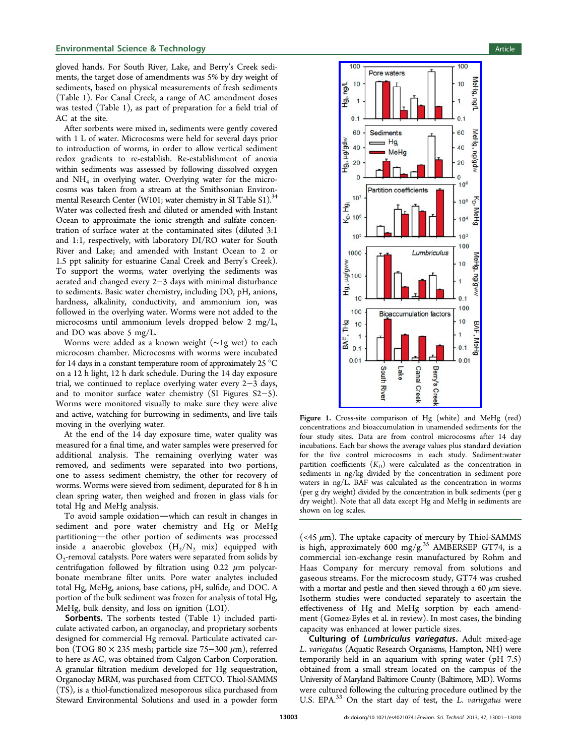gloved hands. For South River, Lake, and Berry's Creek sediments, the target dose of amendments was 5% by dry weight of sediments, based on physical measurements of fresh sediments (Table 1). For Canal Creek, a range of AC amendment doses was tested (Table 1), as part of preparation for a field trial of AC at the site.

After sorbents were mixed in, sediments were gently covered with 1 L of water. Microcosms were held for several days prior to introduction of worms, in order to allow vertical sediment redox gradients to re-establish. Re-establishment of anoxia within sediments was assessed by following dissolved oxygen and $NH_4$ in overlying water. Overlying water for the microcosms was taken from a stream at the Smithsonian Environmental Research Center (W101; water chemistry in SI Table S1).[34] Water was collected fresh and diluted or amended with Instant Ocean to approximate the ionic strength and sulfate concentration of surface water at the contaminated sites (diluted 3:1 and 1:1, respectively, with laboratory DI/RO water for South River and Lake; and amended with Instant Ocean to 2 or 1.5 ppt salinity for estuarine Canal Creek and Berry's Creek). To support the worms, water overlying the sediments was aerated and changed every 2−3 days with minimal disturbance to sediments. Basic water chemistry, including DO, pH, anions, hardness, alkalinity, conductivity, and ammonium ion, was followed in the overlying water. Worms were not added to the microcosms until ammonium levels dropped below 2 mg/L, and DO was above 5 mg/L.

Worms were added as a known weight (~1g wet) to each microcosm chamber. Microcosms with worms were incubated for 14 days in a constant temperature room of approximately 25 °C on a 12 h light, 12 h dark schedule. During the 14 day exposure trial, we continued to replace overlying water every 2−3 days, and to monitor surface water chemistry (SI Figures S2−5). Worms were monitored visually to make sure they were alive and active, watching for burrowing in sediments, and live tails moving in the overlying water.

At the end of the 14 day exposure time, water quality was measured for a final time, and water samples were preserved for additional analysis. The remaining overlying water was removed, and sediments were separated into two portions, one to assess sediment chemistry, the other for recovery of worms. Worms were sieved from sediment, depurated for 8 h in clean spring water, then weighed and frozen in glass vials for total Hg and MeHg analysis.

To avoid sample oxidation—which can result in changes in sediment and pore water chemistry and Hg or MeHg partitioning—the other portion of sediments was processed inside a anaerobic glovebox ($H_2$/$N_2$ mix) equipped with $O_2$-removal catalysts. Pore waters were separated from solids by centrifugation followed by filtration using 0.22 μm polycarbonate membrane filter units. Pore water analytes included total Hg, MeHg, anions, base cations, pH, sulfide, and DOC. A portion of the bulk sediment was frozen for analysis of total Hg, MeHg, bulk density, and loss on ignition (LOI).

**Sorbents.** The sorbents tested (Table 1) included particulate activated carbon, an organoclay, and proprietary sorbents designed for commercial Hg removal. Particulate activated carbon (TOG 80 × 235 mesh; particle size 75−300 μm), referred to here as AC, was obtained from Calgon Carbon Corporation. A granular filtration medium developed for Hg sequestration, Organoclay MRM, was purchased from CETCO. Thiol-SAMMS (TS), is a thiol-functionalized mesoporous silica purchased from Steward Environmental Solutions and used in a powder form (<45 μm). The uptake capacity of mercury by Thiol-SAMMS is high, approximately 600 mg/g.[35] AMBERSEP GT74, is a commercial ion-exchange resin manufactured by Rohm and Haas Company for mercury removal from solutions and gaseous streams. For the microcosm study, GT74 was crushed with a mortar and pestle and then sieved through a 60 μm sieve. Isotherm studies were conducted separately to ascertain the effectiveness of Hg and MeHg sorption by each amendment (Gomez-Eyles et al. in review). In most cases, the binding capacity was enhanced at lower particle sizes.

**Culturing of *Lumbriculus variegatus*.** Adult mixed-age *L. variegatus* (Aquatic Research Organisms, Hampton, NH) were temporarily held in an aquarium with spring water (pH 7.5) obtained from a small stream located on the campus of the University of Maryland Baltimore County (Baltimore, MD). Worms were cultured following the culturing procedure outlined by the U.S. EPA.[33] On the start day of test, the *L. variegatus* were

**Figure 1.** Cross-site comparison of Hg (white) and MeHg (red) concentrations and bioaccumulation in unamended sediments for the four study sites. Data are from control microcosms after 14 day incubations. Each bar shows the average values plus standard deviation for the five control microcosms in each study. Sediment:water partition coefficients ($K_D$) were calculated as the concentration in sediments in ng/kg divided by the concentration in sediment pore waters in ng/L. BAF was calculated as the concentration in worms (per g dry weight) divided by the concentration in bulk sediments (per g dry weight). Note that all data except Hg and MeHg in sediments are shown on log scales.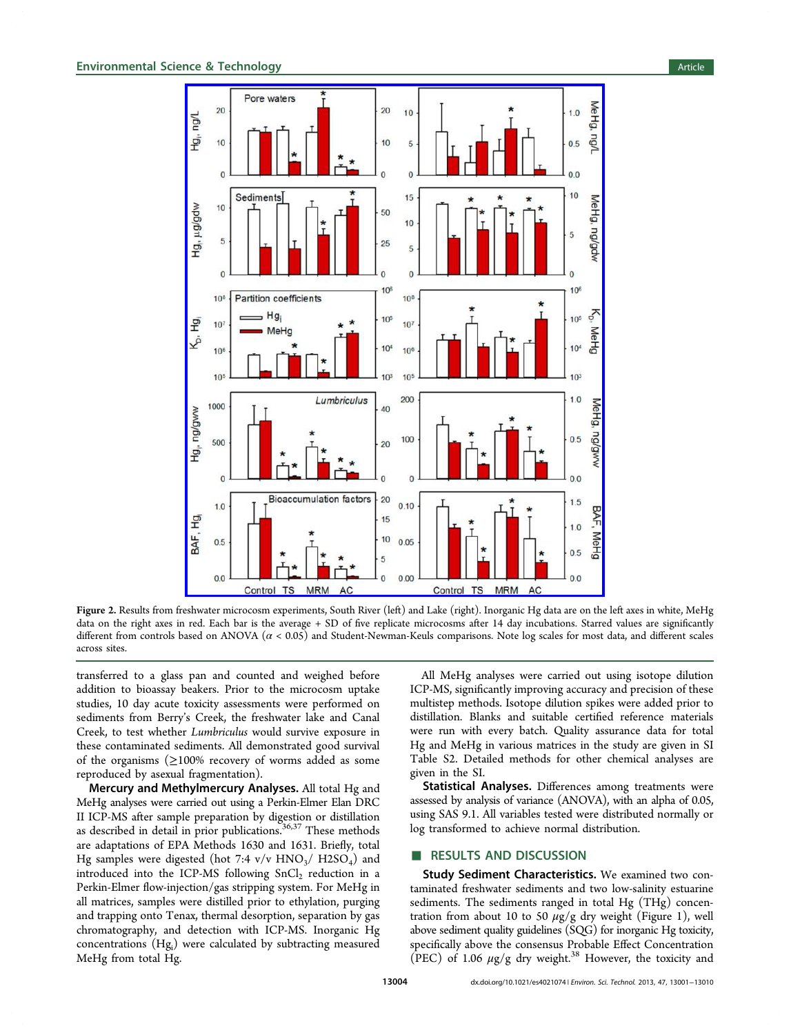Figure 2. Results from freshwater microcosm experiments, South River (left) and Lake (right). Inorganic Hg data are on the left axes in white, MeHg data on the right axes in red. Each bar is the average + SD of five replicate microcosms after 14 day incubations. Starred values are significantly different from controls based on ANOVA ($\alpha$ < 0.05) and Student-Newman-Keuls comparisons. Note log scales for most data, and different scales across sites.

transferred to a glass pan and counted and weighed before addition to bioassay beakers. Prior to the microcosm uptake studies, 10 day acute toxicity assessments were performed on sediments from Berry's Creek, the freshwater lake and Canal Creek, to test whether *Lumbriculus* would survive exposure in these contaminated sediments. All demonstrated good survival of the organisms (≥100% recovery of worms added as some reproduced by asexual fragmentation).

**Mercury and Methylmercury Analyses.** All total Hg and MeHg analyses were carried out using a Perkin-Elmer Elan DRC II ICP-MS after sample preparation by digestion or distillation as described in detail in prior publications.[36,37] These methods are adaptations of EPA Methods 1630 and 1631. Briefly, total Hg samples were digested (hot 7:4 v/v $HNO_3$/ $H2SO_4$) and introduced into the ICP-MS following $SnCl_2$ reduction in a Perkin-Elmer flow-injection/gas stripping system. For MeHg in all matrices, samples were distilled prior to ethylation, purging and trapping onto Tenax, thermal desorption, separation by gas chromatography, and detection with ICP-MS. Inorganic Hg concentrations ($Hg_i$) were calculated by subtracting measured MeHg from total Hg.

All MeHg analyses were carried out using isotope dilution ICP-MS, significantly improving accuracy and precision of these multistep methods. Isotope dilution spikes were added prior to distillation. Blanks and suitable certified reference materials were run with every batch. Quality assurance data for total Hg and MeHg in various matrices in the study are given in SI Table S2. Detailed methods for other chemical analyses are given in the SI.

**Statistical Analyses.** Differences among treatments were assessed by analysis of variance (ANOVA), with an alpha of 0.05, using SAS 9.1. All variables tested were distributed normally or log transformed to achieve normal distribution.

## RESULTS AND DISCUSSION

**Study Sediment Characteristics.** We examined two contaminated freshwater sediments and two low-salinity estuarine sediments. The sediments ranged in total Hg (THg) concentration from about 10 to 50 $\mu$g/g dry weight (Figure 1), well above sediment quality guidelines (SQG) for inorganic Hg toxicity, specifically above the consensus Probable Effect Concentration (PEC) of 1.06 $\mu$g/g dry weight.[38] However, the toxicity and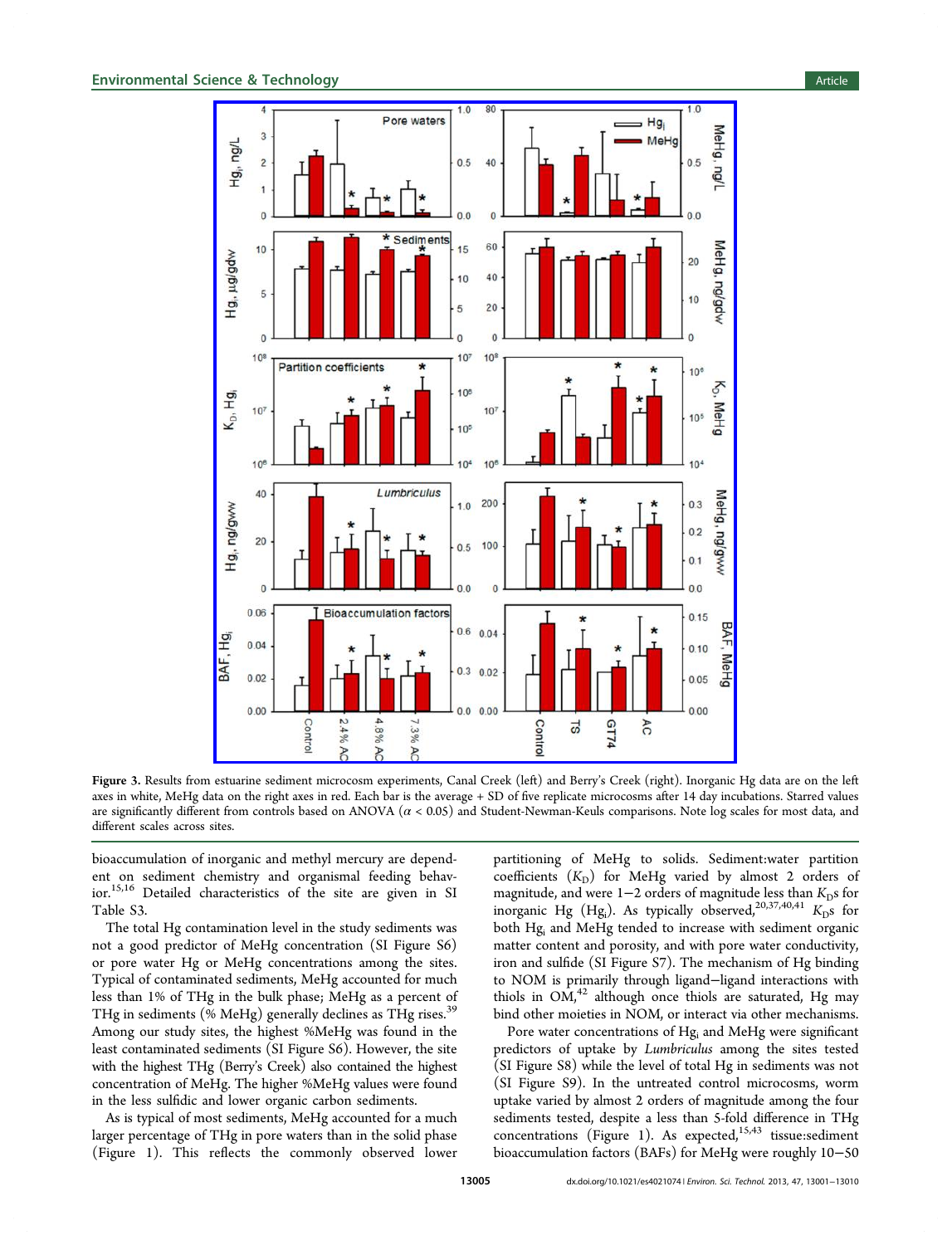**Figure 3.** Results from estuarine sediment microcosm experiments, Canal Creek (left) and Berry's Creek (right). Inorganic Hg data are on the left axes in white, MeHg data on the right axes in red. Each bar is the average + SD of five replicate microcosms after 14 day incubations. Starred values are significantly different from controls based on ANOVA ($\alpha < 0.05$) and Student-Newman-Keuls comparisons. Note log scales for most data, and different scales across sites.

bioaccumulation of inorganic and methyl mercury are dependent on sediment chemistry and organismal feeding behavior.[15,16] Detailed characteristics of the site are given in SI Table S3.

The total Hg contamination level in the study sediments was not a good predictor of MeHg concentration (SI Figure S6) or pore water Hg or MeHg concentrations among the sites. Typical of contaminated sediments, MeHg accounted for much less than 1% of THg in the bulk phase; MeHg as a percent of THg in sediments (% MeHg) generally declines as THg rises.[39] Among our study sites, the highest %MeHg was found in the least contaminated sediments (SI Figure S6). However, the site with the highest THg (Berry's Creek) also contained the highest concentration of MeHg. The higher %MeHg values were found in the less sulfidic and lower organic carbon sediments.

As is typical of most sediments, MeHg accounted for a much larger percentage of THg in pore waters than in the solid phase (Figure 1). This reflects the commonly observed lower partitioning of MeHg to solids. Sediment:water partition coefficients ($K_D$) for MeHg varied by almost 2 orders of magnitude, and were 1−2 orders of magnitude less than $K_D$s for inorganic Hg ($Hg_i$). As typically observed,[20,37,40,41] $K_D$s for both $Hg_i$ and MeHg tended to increase with sediment organic matter content and porosity, and with pore water conductivity, iron and sulfide (SI Figure S7). The mechanism of Hg binding to NOM is primarily through ligand−ligand interactions with thiols in OM,[42] although once thiols are saturated, Hg may bind other moieties in NOM, or interact via other mechanisms.

Pore water concentrations of $Hg_i$ and MeHg were significant predictors of uptake by *Lumbriculus* among the sites tested (SI Figure S8) while the level of total Hg in sediments was not (SI Figure S9). In the untreated control microcosms, worm uptake varied by almost 2 orders of magnitude among the four sediments tested, despite a less than 5-fold difference in THg concentrations (Figure 1). As expected,[15,43] tissue:sediment bioaccumulation factors (BAFs) for MeHg were roughly 10−50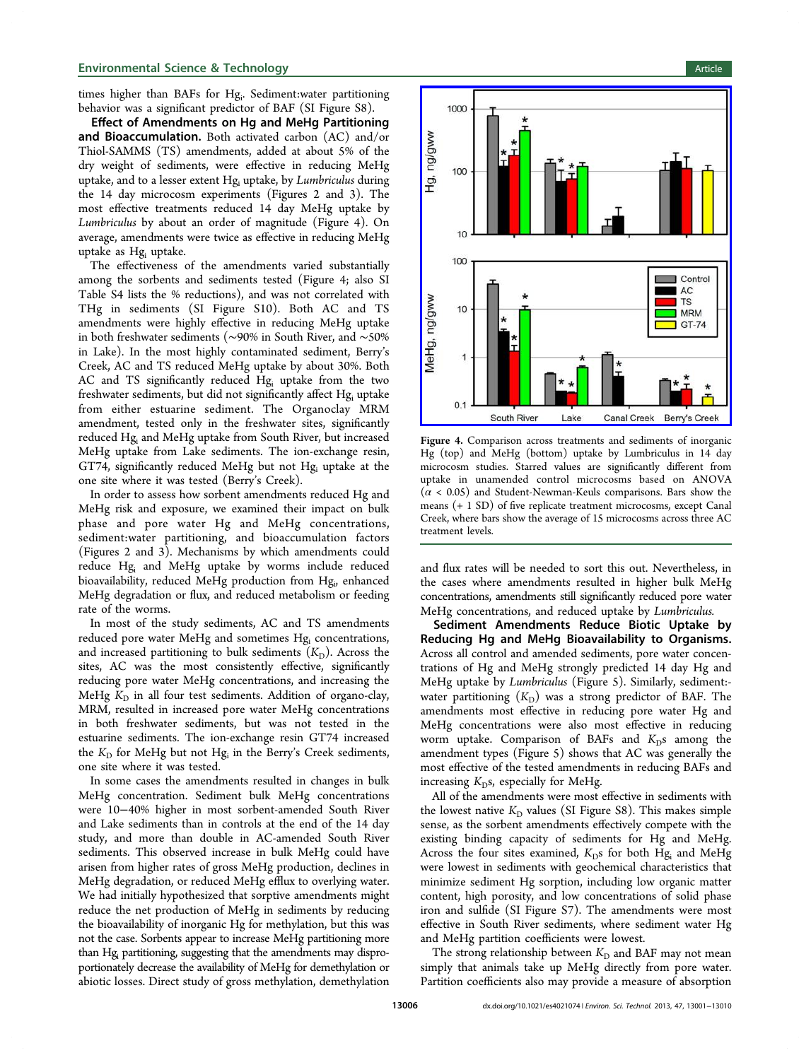times higher than BAFs for $Hg_i$. Sediment:water partitioning behavior was a significant predictor of BAF (SI Figure S8).

**Effect of Amendments on Hg and MeHg Partitioning and Bioaccumulation.** Both activated carbon (AC) and/or Thiol-SAMMS (TS) amendments, added at about 5% of the dry weight of sediments, were effective in reducing MeHg uptake, and to a lesser extent $Hg_i$ uptake, by *Lumbriculus* during the 14 day microcosm experiments (Figures 2 and 3). The most effective treatments reduced 14 day MeHg uptake by *Lumbriculus* by about an order of magnitude (Figure 4). On average, amendments were twice as effective in reducing MeHg uptake as $Hg_i$ uptake.

The effectiveness of the amendments varied substantially among the sorbents and sediments tested (Figure 4; also SI Table S4 lists the % reductions), and was not correlated with THg in sediments (SI Figure S10). Both AC and TS amendments were highly effective in reducing MeHg uptake in both freshwater sediments (~90% in South River, and ~50% in Lake). In the most highly contaminated sediment, Berry's Creek, AC and TS reduced MeHg uptake by about 30%. Both AC and TS significantly reduced $Hg_i$ uptake from the two freshwater sediments, but did not significantly affect $Hg_i$ uptake from either estuarine sediment. The Organoclay MRM amendment, tested only in the freshwater sites, significantly reduced $Hg_i$ and MeHg uptake from South River, but increased MeHg uptake from Lake sediments. The ion-exchange resin, GT74, significantly reduced MeHg but not $Hg_i$ uptake at the one site where it was tested (Berry's Creek).

In order to assess how sorbent amendments reduced Hg and MeHg risk and exposure, we examined their impact on bulk phase and pore water Hg and MeHg concentrations, sediment:water partitioning, and bioaccumulation factors (Figures 2 and 3). Mechanisms by which amendments could reduce $Hg_i$ and MeHg uptake by worms include reduced bioavailability, reduced MeHg production from $Hg_i$, enhanced MeHg degradation or flux, and reduced metabolism or feeding rate of the worms.

In most of the study sediments, AC and TS amendments reduced pore water MeHg and sometimes $Hg_i$ concentrations, and increased partitioning to bulk sediments ($K_D$). Across the sites, AC was the most consistently effective, significantly reducing pore water MeHg concentrations, and increasing the MeHg $K_D$ in all four test sediments. Addition of organo-clay, MRM, resulted in increased pore water MeHg concentrations in both freshwater sediments, but was not tested in the estuarine sediments. The ion-exchange resin GT74 increased the $K_D$ for MeHg but not $Hg_i$ in the Berry's Creek sediments, one site where it was tested.

In some cases the amendments resulted in changes in bulk MeHg concentration. Sediment bulk MeHg concentrations were 10−40% higher in most sorbent-amended South River and Lake sediments than in controls at the end of the 14 day study, and more than double in AC-amended South River sediments. This observed increase in bulk MeHg could have arisen from higher rates of gross MeHg production, declines in MeHg degradation, or reduced MeHg efflux to overlying water. We had initially hypothesized that sorptive amendments might reduce the net production of MeHg in sediments by reducing the bioavailability of inorganic Hg for methylation, but this was not the case. Sorbents appear to increase MeHg partitioning more than Hg, partitioning, suggesting that the amendments may disproportionately decrease the availability of MeHg for demethylation or abiotic losses. Direct study of gross methylation, demethylation and flux rates will be needed to sort this out. Nevertheless, in the cases where amendments resulted in higher bulk MeHg concentrations, amendments still significantly reduced pore water MeHg concentrations, and reduced uptake by *Lumbriculus*.

Figure 4. Comparison across treatments and sediments of inorganic Hg (top) and MeHg (bottom) uptake by Lumbriculus in 14 day microcosm studies. Starred values are significantly different from uptake in unamended control microcosms based on ANOVA ($\alpha$ < 0.05) and Student-Newman-Keuls comparisons. Bars show the means (+ 1 SD) of five replicate treatment microcosms, except Canal Creek, where bars show the average of 15 microcosms across three AC treatment levels.

**Sediment Amendments Reduce Biotic Uptake by Reducing Hg and MeHg Bioavailability to Organisms.** Across all control and amended sediments, pore water concentrations of Hg and MeHg strongly predicted 14 day Hg and MeHg uptake by *Lumbriculus* (Figure 5). Similarly, sediment:water partitioning ($K_D$) was a strong predictor of BAF. The amendments most effective in reducing pore water Hg and MeHg concentrations were also most effective in reducing worm uptake. Comparison of BAFs and $K_D$s among the amendment types (Figure 5) shows that AC was generally the most effective of the tested amendments in reducing BAFs and increasing $K_D$s, especially for MeHg.

All of the amendments were most effective in sediments with the lowest native $K_D$ values (SI Figure S8). This makes simple sense, as the sorbent amendments effectively compete with the existing binding capacity of sediments for Hg and MeHg. Across the four sites examined, $K_D$s for both $Hg_i$ and MeHg were lowest in sediments with geochemical characteristics that minimize sediment Hg sorption, including low organic matter content, high porosity, and low concentrations of solid phase iron and sulfide (SI Figure S7). The amendments were most effective in South River sediments, where sediment water Hg and MeHg partition coefficients were lowest.

The strong relationship between $K_D$ and BAF may not mean simply that animals take up MeHg directly from pore water. Partition coefficients also may provide a measure of absorption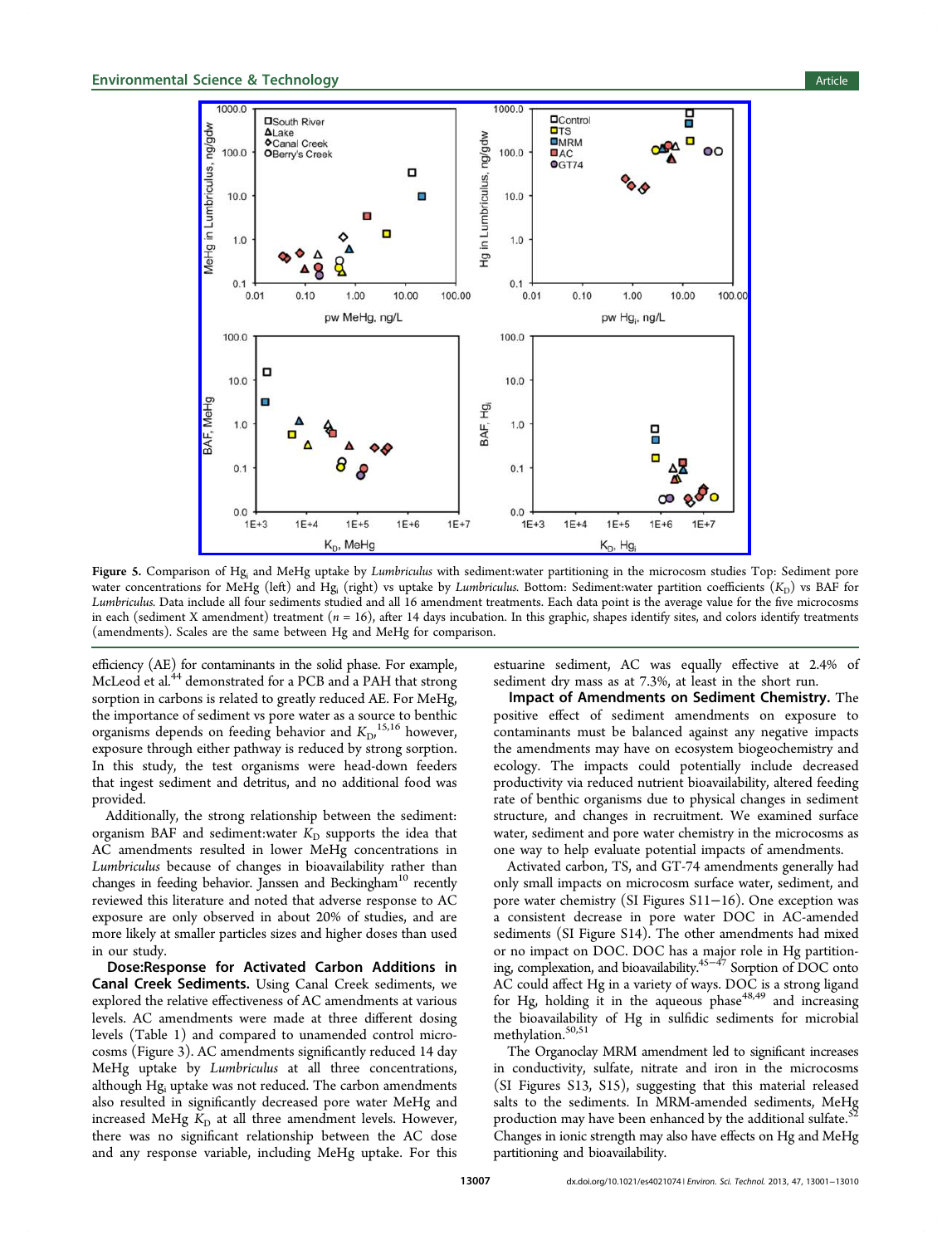Figure 5. Comparison of $Hg_i$ and MeHg uptake by *Lumbriculus* with sediment:water partitioning in the microcosm studies Top: Sediment pore water concentrations for MeHg (left) and $Hg_i$ (right) vs uptake by *Lumbriculus*. Bottom: Sediment:water partition coefficients ($K_D$) vs BAF for *Lumbriculus*. Data include all four sediments studied and all 16 amendment treatments. Each data point is the average value for the five microcosms in each (sediment X amendment) treatment ($n = 16$), after 14 days incubation. In this graphic, shapes identify sites, and colors identify treatments (amendments). Scales are the same between Hg and MeHg for comparison.

efficiency (AE) for contaminants in the solid phase. For example, McLeod et al.[44] demonstrated for a PCB and a PAH that strong sorption in carbons is related to greatly reduced AE. For MeHg, the importance of sediment vs pore water as a source to benthic organisms depends on feeding behavior and $K_D$,[15,16] however, exposure through either pathway is reduced by strong sorption. In this study, the test organisms were head-down feeders that ingest sediment and detritus, and no additional food was provided.

Additionally, the strong relationship between the sediment: organism BAF and sediment:water $K_D$ supports the idea that AC amendments resulted in lower MeHg concentrations in *Lumbriculus* because of changes in bioavailability rather than changes in feeding behavior. Janssen and Beckingham[10] recently reviewed this literature and noted that adverse response to AC exposure are only observed in about 20% of studies, and are more likely at smaller particles sizes and higher doses than used in our study.

**Dose:Response for Activated Carbon Additions in Canal Creek Sediments.** Using Canal Creek sediments, we explored the relative effectiveness of AC amendments at various levels. AC amendments were made at three different dosing levels (Table 1) and compared to unamended control microcosms (Figure 3). AC amendments significantly reduced 14 day MeHg uptake by *Lumbriculus* at all three concentrations, although $Hg_i$ uptake was not reduced. The carbon amendments also resulted in significantly decreased pore water MeHg and increased MeHg $K_D$ at all three amendment levels. However, there was no significant relationship between the AC dose and any response variable, including MeHg uptake. For this estuarine sediment, AC was equally effective at 2.4% of sediment dry mass as at 7.3%, at least in the short run.

**Impact of Amendments on Sediment Chemistry.** The positive effect of sediment amendments on exposure to contaminants must be balanced against any negative impacts the amendments may have on ecosystem biogeochemistry and ecology. The impacts could potentially include decreased productivity via reduced nutrient bioavailability, altered feeding rate of benthic organisms due to physical changes in sediment structure, and changes in recruitment. We examined surface water, sediment and pore water chemistry in the microcosms as one way to help evaluate potential impacts of amendments.

Activated carbon, TS, and GT-74 amendments generally had only small impacts on microcosm surface water, sediment, and pore water chemistry (SI Figures S11−16). One exception was a consistent decrease in pore water DOC in AC-amended sediments (SI Figure S14). The other amendments had mixed or no impact on DOC. DOC has a major role in Hg partitioning, complexation, and bioavailability.[45−47] Sorption of DOC onto AC could affect Hg in a variety of ways. DOC is a strong ligand for Hg, holding it in the aqueous phase[48,49] and increasing the bioavailability of Hg in sulfidic sediments for microbial methylation.[50,51]

The Organoclay MRM amendment led to significant increases in conductivity, sulfate, nitrate and iron in the microcosms (SI Figures S13, S15), suggesting that this material released salts to the sediments. In MRM-amended sediments, MeHg production may have been enhanced by the additional sulfate.[52] Changes in ionic strength may also have effects on Hg and MeHg partitioning and bioavailability.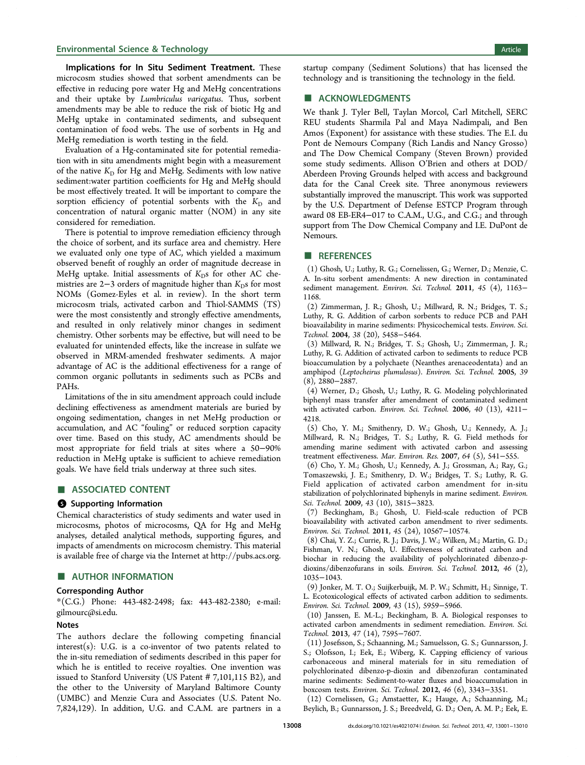**Implications for In Situ Sediment Treatment.** These microcosm studies showed that sorbent amendments can be effective in reducing pore water Hg and MeHg concentrations and their uptake by *Lumbriculus variegatus*. Thus, sorbent amendments may be able to reduce the risk of biotic Hg and MeHg uptake in contaminated sediments, and subsequent contamination of food webs. The use of sorbents in Hg and MeHg remediation is worth testing in the field.

Evaluation of a Hg-contaminated site for potential remediation with in situ amendments might begin with a measurement of the native $K_D$ for Hg and MeHg. Sediments with low native sediment:water partition coefficients for Hg and MeHg should be most effectively treated. It will be important to compare the sorption efficiency of potential sorbents with the $K_D$ and concentration of natural organic matter (NOM) in any site considered for remediation.

There is potential to improve remediation efficiency through the choice of sorbent, and its surface area and chemistry. Here we evaluated only one type of AC, which yielded a maximum observed benefit of roughly an order of magnitude decrease in MeHg uptake. Initial assessments of $K_D$s for other AC chemistries are 2−3 orders of magnitude higher than $K_D$s for most NOMs (Gomez-Eyles et al. in review). In the short term microcosm trials, activated carbon and Thiol-SAMMS (TS) were the most consistently and strongly effective amendments, and resulted in only relatively minor changes in sediment chemistry. Other sorbents may be effective, but will need to be evaluated for unintended effects, like the increase in sulfate we observed in MRM-amended freshwater sediments. A major advantage of AC is the additional effectiveness for a range of common organic pollutants in sediments such as PCBs and PAHs.

Limitations of the in situ amendment approach could include declining effectiveness as amendment materials are buried by ongoing sedimentation, changes in net MeHg production or accumulation, and AC "fouling" or reduced sorption capacity over time. Based on this study, AC amendments should be most appropriate for field trials at sites where a 50−90% reduction in MeHg uptake is sufficient to achieve remediation goals. We have field trials underway at three such sites.

## ■ ASSOCIATED CONTENT

### Supporting Information

Chemical characteristics of study sediments and water used in microcosms, photos of microcosms, QA for Hg and MeHg analyses, detailed analytical methods, supporting figures, and impacts of amendments on microcosm chemistry. This material is available free of charge via the Internet at http://pubs.acs.org.

## ■ AUTHOR INFORMATION

### Corresponding Author

*(C.G.) Phone: 443-482-2498; fax: 443-482-2380; e-mail: gilmourc@si.edu.

### Notes

The authors declare the following competing financial interest(s): U.G. is a co-inventor of two patents related to the in-situ remediation of sediments described in this paper for which he is entitled to receive royalties. One invention was issued to Stanford University (US Patent # 7,101,115 B2), and the other to the University of Maryland Baltimore County (UMBC) and Menzie Cura and Associates (U.S. Patent No. 7,824,129). In addition, U.G. and C.A.M. are partners in a startup company (Sediment Solutions) that has licensed the technology and is transitioning the technology in the field.

## ■ ACKNOWLEDGMENTS

We thank J. Tyler Bell, Taylan Morcol, Carl Mitchell, SERC REU students Sharmila Pal and Maya Nadimpali, and Ben Amos (Exponent) for assistance with these studies. The E.I. du Pont de Nemours Company (Rich Landis and Nancy Grosso) and The Dow Chemical Company (Steven Brown) provided some study sediments. Allison O'Brien and others at DOD/Aberdeen Proving Grounds helped with access and background data for the Canal Creek site. Three anonymous reviewers substantially improved the manuscript. This work was supported by the U.S. Department of Defense ESTCP Program through award 08 EB-ER4−017 to C.A.M., U.G., and C.G.; and through support from The Dow Chemical Company and I.E. DuPont de Nemours.

## ■ REFERENCES

(1) Ghosh, U.; Luthy, R. G.; Cornelissen, G.; Werner, D.; Menzie, C. A. In-situ sorbent amendments: A new direction in contaminated sediment management. *Environ. Sci. Technol.* **2011**, *45* (4), 1163−1168.

(2) Zimmerman, J. R.; Ghosh, U.; Millward, R. N.; Bridges, T. S.; Luthy, R. G. Addition of carbon sorbents to reduce PCB and PAH bioavailability in marine sediments: Physicochemical tests. *Environ. Sci. Technol.* **2004**, *38* (20), 5458−5464.

(3) Millward, R. N.; Bridges, T. S.; Ghosh, U.; Zimmerman, J. R.; Luthy, R. G. Addition of activated carbon to sediments to reduce PCB bioaccumulation by a polychaete (Neanthes arenaceodentata) and an amphipod (*Leptocheirus plumulosus*). *Environ. Sci. Technol.* **2005**, *39* (8), 2880−2887.

(4) Werner, D.; Ghosh, U.; Luthy, R. G. Modeling polychlorinated biphenyl mass transfer after amendment of contaminated sediment with activated carbon. *Environ. Sci. Technol.* **2006**, *40* (13), 4211−4218.

(5) Cho, Y. M.; Smithenry, D. W.; Ghosh, U.; Kennedy, A. J.; Millward, R. N.; Bridges, T. S.; Luthy, R. G. Field methods for amending marine sediment with activated carbon and assessing treatment effectiveness. *Mar. Environ. Res.* **2007**, *64* (5), 541−555.

(6) Cho, Y. M.; Ghosh, U.; Kennedy, A. J.; Grossman, A.; Ray, G.; Tomaszewski, J. E.; Smithenry, D. W.; Bridges, T. S.; Luthy, R. G. Field application of activated carbon amendment for in-situ stabilization of polychlorinated biphenyls in marine sediment. *Environ. Sci. Technol.* **2009**, *43* (10), 3815−3823.

(7) Beckingham, B.; Ghosh, U. Field-scale reduction of PCB bioavailability with activated carbon amendment to river sediments. *Environ. Sci. Technol.* **2011**, *45* (24), 10567−10574.

(8) Chai, Y. Z.; Currie, R. J.; Davis, J. W.; Wilken, M.; Martin, G. D.; Fishman, V. N.; Ghosh, U. Effectiveness of activated carbon and biochar in reducing the availability of polychlorinated dibenzo-*p*-dioxins/dibenzofurans in soils. *Environ. Sci. Technol.* **2012**, *46* (2), 1035−1043.

(9) Jonker, M. T. O.; Suijkerbuijk, M. P. W.; Schmitt, H.; Sinnige, T. L. Ecotoxicological effects of activated carbon addition to sediments. *Environ. Sci. Technol.* **2009**, *43* (15), 5959−5966.

(10) Janssen, E. M.-L.; Beckingham, B. A. Biological responses to activated carbon amendments in sediment remediation. *Environ. Sci. Technol.* **2013**, *47* (14), 7595−7607.

(11) Josefsson, S.; Schaanning, M.; Samuelsson, G. S.; Gunnarsson, J. S.; Olofsson, I.; Eek, E.; Wiberg, K. Capping efficiency of various carbonaceous and mineral materials for in situ remediation of polychlorinated dibenzo-p-dioxin and dibenzofuran contaminated marine sediments: Sediment-to-water fluxes and bioaccumulation in boxcosm tests. *Environ. Sci. Technol.* **2012**, *46* (6), 3343−3351.

(12) Cornelissen, G.; Amstaetter, K.; Hauge, A.; Schaanning, M.; Beylich, B.; Gunnarsson, J. S.; Breedveld, G. D.; Oen, A. M. P.; Eek, E.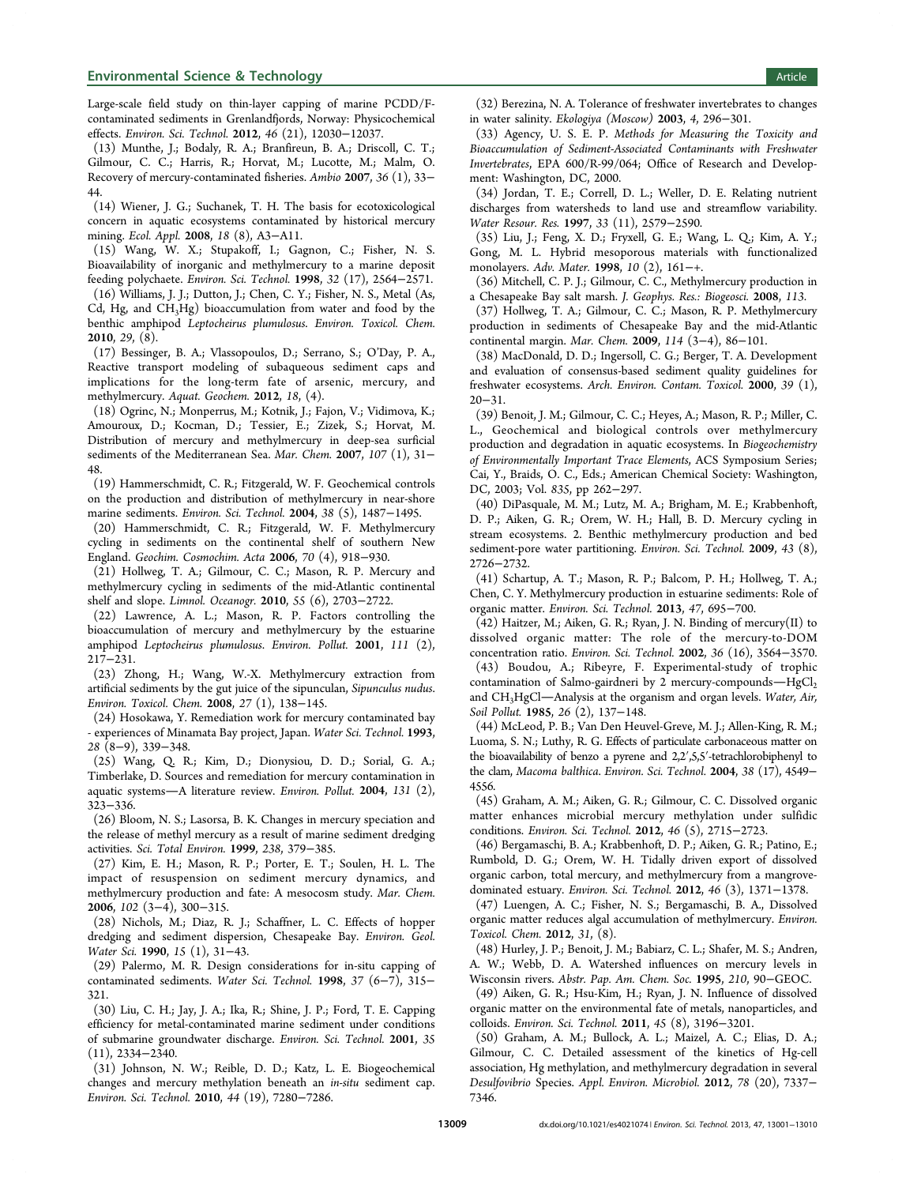Large-scale field study on thin-layer capping of marine PCDD/F-contaminated sediments in Grenlandfjords, Norway: Physicochemical effects. *Environ. Sci. Technol.* **2012**, *46* (21), 12030−12037.

(13) Munthe, J.; Bodaly, R. A.; Branfireun, B. A.; Driscoll, C. T.; Gilmour, C. C.; Harris, R.; Horvat, M.; Lucotte, M.; Malm, O. Recovery of mercury-contaminated fisheries. *Ambio* **2007**, *36* (1), 33−44.

(14) Wiener, J. G.; Suchanek, T. H. The basis for ecotoxicological concern in aquatic ecosystems contaminated by historical mercury mining. *Ecol. Appl.* **2008**, *18* (8), A3−A11.

(15) Wang, W. X.; Stupakoff, I.; Gagnon, C.; Fisher, N. S. Bioavailability of inorganic and methylmercury to a marine deposit feeding polychaete. *Environ. Sci. Technol.* **1998**, *32* (17), 2564−2571.

(16) Williams, J. J.; Dutton, J.; Chen, C. Y.; Fisher, N. S., Metal (As, Cd, Hg, and $CH_3Hg$) bioaccumulation from water and food by the benthic amphipod *Leptocheirus plumulosus*. *Environ. Toxicol. Chem.* **2010**, *29*, (8).

(17) Bessinger, B. A.; Vlassopoulos, D.; Serrano, S.; O'Day, P. A., Reactive transport modeling of subaqueous sediment caps and implications for the long-term fate of arsenic, mercury, and methylmercury. *Aquat. Geochem.* **2012**, *18*, (4).

(18) Ogrinc, N.; Monperrus, M.; Kotnik, J.; Fajon, V.; Vidimova, K.; Amouroux, D.; Kocman, D.; Tessier, E.; Zizek, S.; Horvat, M. Distribution of mercury and methylmercury in deep-sea surficial sediments of the Mediterranean Sea. *Mar. Chem.* **2007**, *107* (1), 31−48.

(19) Hammerschmidt, C. R.; Fitzgerald, W. F. Geochemical controls on the production and distribution of methylmercury in near-shore marine sediments. *Environ. Sci. Technol.* **2004**, *38* (5), 1487−1495.

(20) Hammerschmidt, C. R.; Fitzgerald, W. F. Methylmercury cycling in sediments on the continental shelf of southern New England. *Geochim. Cosmochim. Acta* **2006**, *70* (4), 918−930.

(21) Hollweg, T. A.; Gilmour, C. C.; Mason, R. P. Mercury and methylmercury cycling in sediments of the mid-Atlantic continental shelf and slope. *Limnol. Oceanogr.* **2010**, *55* (6), 2703−2722.

(22) Lawrence, A. L.; Mason, R. P. Factors controlling the bioaccumulation of mercury and methylmercury by the estuarine amphipod *Leptocheirus plumulosus*. *Environ. Pollut.* **2001**, *111* (2), 217−231.

(23) Zhong, H.; Wang, W.-X. Methylmercury extraction from artificial sediments by the gut juice of the sipunculan, *Sipunculus nudus*. *Environ. Toxicol. Chem.* **2008**, *27* (1), 138−145.

(24) Hosokawa, Y. Remediation work for mercury contaminated bay - experiences of Minamata Bay project, Japan. *Water Sci. Technol.* **1993**, *28* (8−9), 339−348.

(25) Wang, Q. R.; Kim, D.; Dionysiou, D. D.; Sorial, G. A.; Timberlake, D. Sources and remediation for mercury contamination in aquatic systems—A literature review. *Environ. Pollut.* **2004**, *131* (2), 323−336.

(26) Bloom, N. S.; Lasorsa, B. K. Changes in mercury speciation and the release of methyl mercury as a result of marine sediment dredging activities. *Sci. Total Environ.* **1999**, *238*, 379−385.

(27) Kim, E. H.; Mason, R. P.; Porter, E. T.; Soulen, H. L. The impact of resuspension on sediment mercury dynamics, and methylmercury production and fate: A mesocosm study. *Mar. Chem.* **2006**, *102* (3−4), 300−315.

(28) Nichols, M.; Diaz, R. J.; Schaffner, L. C. Effects of hopper dredging and sediment dispersion, Chesapeake Bay. *Environ. Geol. Water Sci.* **1990**, *15* (1), 31−43.

(29) Palermo, M. R. Design considerations for in-situ capping of contaminated sediments. *Water Sci. Technol.* **1998**, *37* (6−7), 315−321.

(30) Liu, C. H.; Jay, J. A.; Ika, R.; Shine, J. P.; Ford, T. E. Capping efficiency for metal-contaminated marine sediment under conditions of submarine groundwater discharge. *Environ. Sci. Technol.* **2001**, *35* (11), 2334−2340.

(31) Johnson, N. W.; Reible, D. D.; Katz, L. E. Biogeochemical changes and mercury methylation beneath an *in-situ* sediment cap. *Environ. Sci. Technol.* **2010**, *44* (19), 7280−7286.

(32) Berezina, N. A. Tolerance of freshwater invertebrates to changes in water salinity. *Ekologiya (Moscow)* **2003**, *4*, 296−301.

(33) Agency, U. S. E. P. *Methods for Measuring the Toxicity and Bioaccumulation of Sediment-Associated Contaminants with Freshwater Invertebrates*, EPA 600/R-99/064; Office of Research and Development: Washington, DC, 2000.

(34) Jordan, T. E.; Correll, D. L.; Weller, D. E. Relating nutrient discharges from watersheds to land use and streamflow variability. *Water Resour. Res.* **1997**, *33* (11), 2579−2590.

(35) Liu, J.; Feng, X. D.; Fryxell, G. E.; Wang, L. Q.; Kim, A. Y.; Gong, M. L. Hybrid mesoporous materials with functionalized monolayers. *Adv. Mater.* **1998**, *10* (2), 161−+.

(36) Mitchell, C. P. J.; Gilmour, C. C., Methylmercury production in a Chesapeake Bay salt marsh. *J. Geophys. Res.: Biogeosci.* **2008**, *113*.

(37) Hollweg, T. A.; Gilmour, C. C.; Mason, R. P. Methylmercury production in sediments of Chesapeake Bay and the mid-Atlantic continental margin. *Mar. Chem.* **2009**, *114* (3−4), 86−101.

(38) MacDonald, D. D.; Ingersoll, C. G.; Berger, T. A. Development and evaluation of consensus-based sediment quality guidelines for freshwater ecosystems. *Arch. Environ. Contam. Toxicol.* **2000**, *39* (1), 20−31.

(39) Benoit, J. M.; Gilmour, C. C.; Heyes, A.; Mason, R. P.; Miller, C. L., Geochemical and biological controls over methylmercury production and degradation in aquatic ecosystems. In *Biogeochemistry of Environmentally Important Trace Elements*, ACS Symposium Series; Cai, Y., Braids, O. C., Eds.; American Chemical Society: Washington, DC, 2003; Vol. *835*, pp 262−297.

(40) DiPasquale, M. M.; Lutz, M. A.; Brigham, M. E.; Krabbenhoft, D. P.; Aiken, G. R.; Orem, W. H.; Hall, B. D. Mercury cycling in stream ecosystems. 2. Benthic methylmercury production and bed sediment-pore water partitioning. *Environ. Sci. Technol.* **2009**, *43* (8), 2726−2732.

(41) Schartup, A. T.; Mason, R. P.; Balcom, P. H.; Hollweg, T. A.; Chen, C. Y. Methylmercury production in estuarine sediments: Role of organic matter. *Environ. Sci. Technol.* **2013**, *47*, 695−700.

(42) Haitzer, M.; Aiken, G. R.; Ryan, J. N. Binding of mercury(II) to dissolved organic matter: The role of the mercury-to-DOM concentration ratio. *Environ. Sci. Technol.* **2002**, *36* (16), 3564−3570.

(43) Boudou, A.; Ribeyre, F. Experimental-study of trophic contamination of Salmo-gairdneri by 2 mercury-compounds—$HgCl_2$ and $CH_3HgCl$—Analysis at the organism and organ levels. *Water, Air, Soil Pollut.* **1985**, *26* (2), 137−148.

(44) McLeod, P. B.; Van Den Heuvel-Greve, M. J.; Allen-King, R. M.; Luoma, S. N.; Luthy, R. G. Effects of particulate carbonaceous matter on the bioavailability of benzo a pyrene and 2,2′,5,5′-tetrachlorobiphenyl to the clam, *Macoma balthica*. *Environ. Sci. Technol.* **2004**, *38* (17), 4549−4556.

(45) Graham, A. M.; Aiken, G. R.; Gilmour, C. C. Dissolved organic matter enhances microbial mercury methylation under sulfidic conditions. *Environ. Sci. Technol.* **2012**, *46* (5), 2715−2723.

(46) Bergamaschi, B. A.; Krabbenhoft, D. P.; Aiken, G. R.; Patino, E.; Rumbold, D. G.; Orem, W. H. Tidally driven export of dissolved organic carbon, total mercury, and methylmercury from a mangrove-dominated estuary. *Environ. Sci. Technol.* **2012**, *46* (3), 1371−1378.

(47) Luengen, A. C.; Fisher, N. S.; Bergamaschi, B. A., Dissolved organic matter reduces algal accumulation of methylmercury. *Environ. Toxicol. Chem.* **2012**, *31*, (8).

(48) Hurley, J. P.; Benoit, J. M.; Babiarz, C. L.; Shafer, M. S.; Andren, A. W.; Webb, D. A. Watershed influences on mercury levels in Wisconsin rivers. *Abstr. Pap. Am. Chem. Soc.* **1995**, *210*, 90−GEOC.

(49) Aiken, G. R.; Hsu-Kim, H.; Ryan, J. N. Influence of dissolved organic matter on the environmental fate of metals, nanoparticles, and colloids. *Environ. Sci. Technol.* **2011**, *45* (8), 3196−3201.

(50) Graham, A. M.; Bullock, A. L.; Maizel, A. C.; Elias, D. A.; Gilmour, C. C. Detailed assessment of the kinetics of Hg-cell association, Hg methylation, and methylmercury degradation in several *Desulfovibrio* Species. *Appl. Environ. Microbiol.* **2012**, *78* (20), 7337−7346.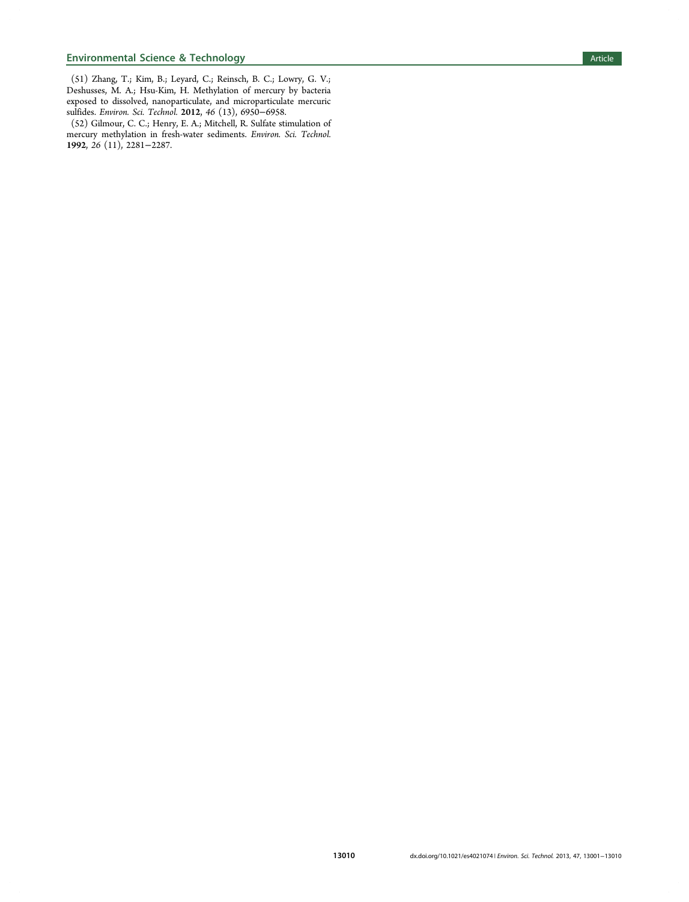(51) Zhang, T.; Kim, B.; Leyard, C.; Reinsch, B. C.; Lowry, G. V.; Deshusses, M. A.; Hsu-Kim, H. Methylation of mercury by bacteria exposed to dissolved, nanoparticulate, and microparticulate mercuric sulfides. *Environ. Sci. Technol.* **2012**, *46* (13), 6950−6958.

(52) Gilmour, C. C.; Henry, E. A.; Mitchell, R. Sulfate stimulation of mercury methylation in fresh-water sediments. *Environ. Sci. Technol.* **1992**, *26* (11), 2281−2287.